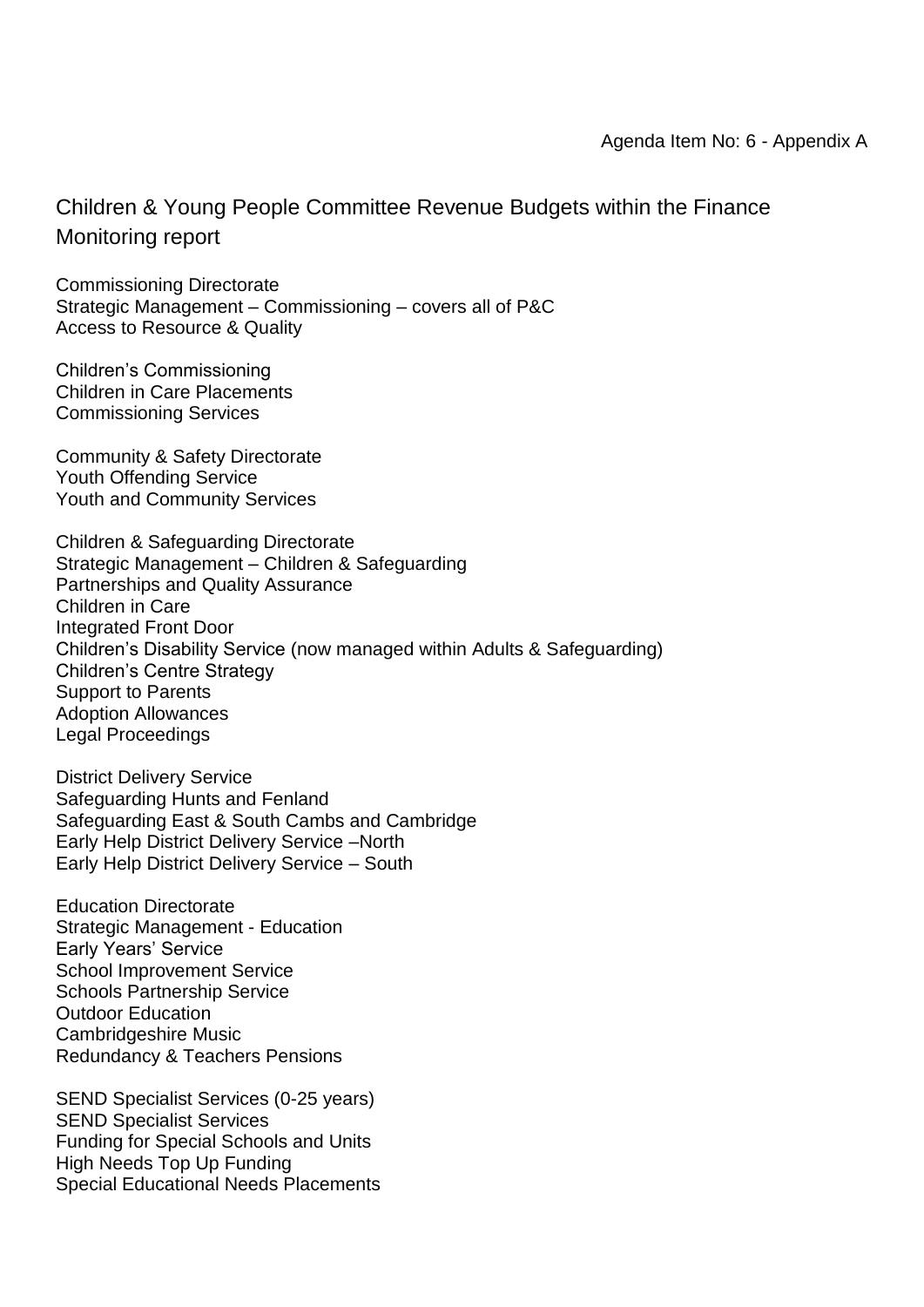Agenda Item No: 6 - Appendix A

# Children & Young People Committee Revenue Budgets within the Finance Monitoring report

Commissioning Directorate
Strategic Management – Commissioning – covers all of P&C
Access to Resource & Quality

Children's Commissioning
Children in Care Placements
Commissioning Services

Community & Safety Directorate
Youth Offending Service
Youth and Community Services

Children & Safeguarding Directorate
Strategic Management – Children & Safeguarding
Partnerships and Quality Assurance
Children in Care
Integrated Front Door
Children's Disability Service (now managed within Adults & Safeguarding)
Children's Centre Strategy
Support to Parents
Adoption Allowances
Legal Proceedings

District Delivery Service
Safeguarding Hunts and Fenland
Safeguarding East & South Cambs and Cambridge
Early Help District Delivery Service –North
Early Help District Delivery Service – South

Education Directorate
Strategic Management - Education
Early Years' Service
School Improvement Service
Schools Partnership Service
Outdoor Education
Cambridgeshire Music
Redundancy & Teachers Pensions

SEND Specialist Services (0-25 years)
SEND Specialist Services
Funding for Special Schools and Units
High Needs Top Up Funding
Special Educational Needs Placements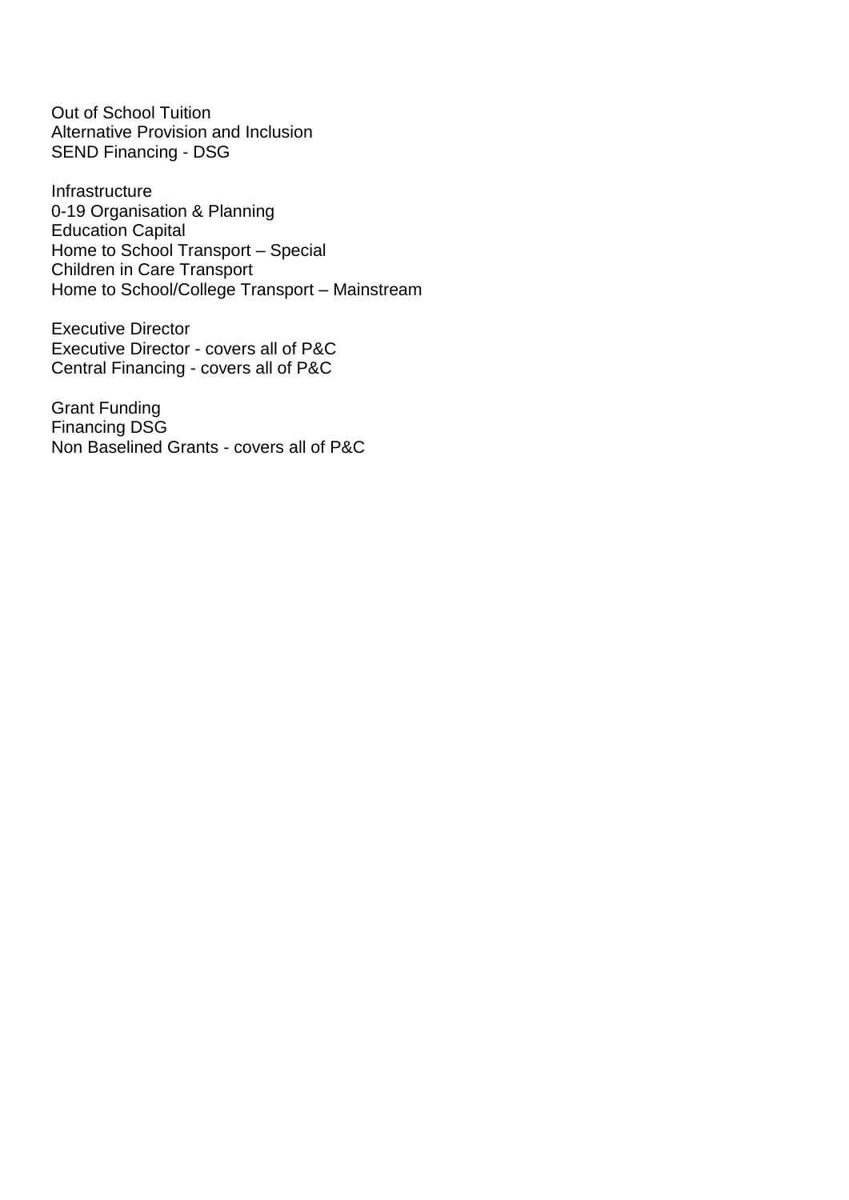Out of School Tuition
Alternative Provision and Inclusion
SEND Financing - DSG

Infrastructure
0-19 Organisation & Planning
Education Capital
Home to School Transport – Special
Children in Care Transport
Home to School/College Transport – Mainstream

Executive Director
Executive Director - covers all of P&C
Central Financing - covers all of P&C

Grant Funding
Financing DSG
Non Baselined Grants - covers all of P&C